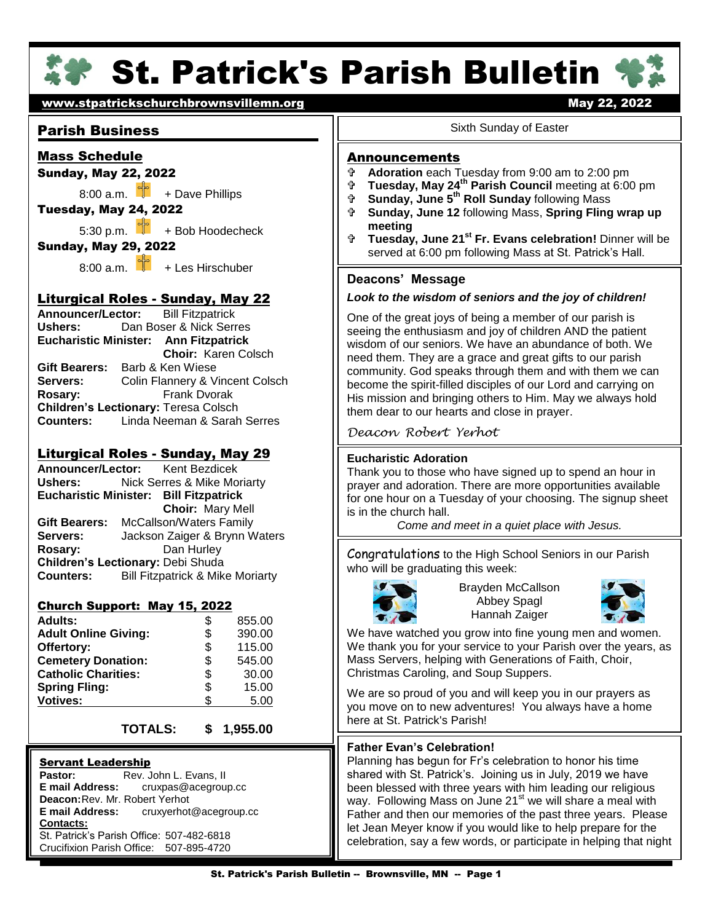# St. Patrick's Parish Bulletin

www.stpatrickschurchbrownsvillemn.org — May 22, 2022

## Parish Business

### Mass Schedule

**Sunday, May 22, 2022**

8:00 a.m. + Dave Phillips

**Tuesday, May 24, 2022**

5:30 p.m. + Bob Hoodecheck

**Sunday, May 29, 2022**

8:00 a.m. + Les Hirschuber

### Liturgical Roles - Sunday, May 22

**Announcer/Lector:** Bill Fitzpatrick
**Ushers:** Dan Boser & Nick Serres
**Eucharistic Minister:** **Ann Fitzpatrick**
**Choir:** Karen Colsch
**Gift Bearers:** Barb & Ken Wiese
**Servers:** Colin Flannery & Vincent Colsch
**Rosary:** Frank Dvorak
**Children's Lectionary:** Teresa Colsch
**Counters:** Linda Neeman & Sarah Serres

### Liturgical Roles - Sunday, May 29

**Announcer/Lector:** Kent Bezdicek
**Ushers:** Nick Serres & Mike Moriarty
**Eucharistic Minister:** **Bill Fitzpatrick**
**Choir:** Mary Mell
**Gift Bearers:** McCallson/Waters Family
**Servers:** Jackson Zaiger & Brynn Waters
**Rosary:** Dan Hurley
**Children's Lectionary:** Debi Shuda
**Counters:** Bill Fitzpatrick & Mike Moriarty

### Church Support: May 15, 2022

| | | |
|---|---|---|
| **Adults:** | $ | 855.00 |
| **Adult Online Giving:** | $ | 390.00 |
| **Offertory:** | $ | 115.00 |
| **Cemetery Donation:** | $ | 545.00 |
| **Catholic Charities:** | $ | 30.00 |
| **Spring Fling:** | $ | 15.00 |
| **Votives:** | $ | 5.00 |
| **TOTALS:** | **$** | **1,955.00** |

### Servant Leadership

**Pastor:** Rev. John L. Evans, II
**E mail Address:** cruxpas@acegroup.cc
**Deacon:** Rev. Mr. Robert Yerhot
**E mail Address:** cruxyerhot@acegroup.cc
**Contacts:**
St. Patrick's Parish Office: 507-482-6818
Crucifixion Parish Office: 507-895-4720

---

Sixth Sunday of Easter

## Announcements

- **Adoration** each Tuesday from 9:00 am to 2:00 pm
- **Tuesday, May 24th Parish Council** meeting at 6:00 pm
- **Sunday, June 5th Roll Sunday** following Mass
- **Sunday, June 12** following Mass, **Spring Fling wrap up meeting**
- **Tuesday, June 21st Fr. Evans celebration!** Dinner will be served at 6:00 pm following Mass at St. Patrick's Hall.

## Deacons' Message

***Look to the wisdom of seniors and the joy of children!***

One of the great joys of being a member of our parish is seeing the enthusiasm and joy of children AND the patient wisdom of our seniors. We have an abundance of both. We need them. They are a grace and great gifts to our parish community. God speaks through them and with them we can become the spirit-filled disciples of our Lord and carrying on His mission and bringing others to Him. May we always hold them dear to our hearts and close in prayer.

*Deacon Robert Yerhot*

### Eucharistic Adoration

Thank you to those who have signed up to spend an hour in prayer and adoration. There are more opportunities available for one hour on a Tuesday of your choosing. The signup sheet is in the church hall.

*Come and meet in a quiet place with Jesus.*

Congratulations to the High School Seniors in our Parish who will be graduating this week:

Brayden McCallson
Abbey Spagl
Hannah Zaiger

We have watched you grow into fine young men and women. We thank you for your service to your Parish over the years, as Mass Servers, helping with Generations of Faith, Choir, Christmas Caroling, and Soup Suppers.

We are so proud of you and will keep you in our prayers as you move on to new adventures! You always have a home here at St. Patrick's Parish!

### Father Evan's Celebration!

Planning has begun for Fr's celebration to honor his time shared with St. Patrick's. Joining us in July, 2019 we have been blessed with three years with him leading our religious way. Following Mass on June 21st we will share a meal with Father and then our memories of the past three years. Please let Jean Meyer know if you would like to help prepare for the celebration, say a few words, or participate in helping that night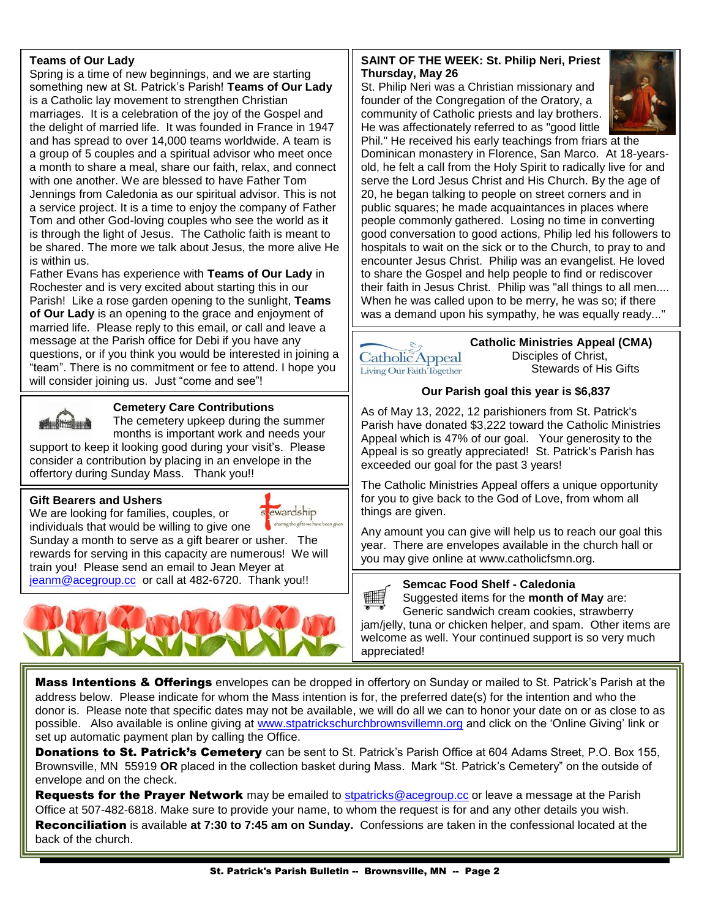## Teams of Our Lady

Spring is a time of new beginnings, and we are starting something new at St. Patrick's Parish! **Teams of Our Lady** is a Catholic lay movement to strengthen Christian marriages. It is a celebration of the joy of the Gospel and the delight of married life. It was founded in France in 1947 and has spread to over 14,000 teams worldwide. A team is a group of 5 couples and a spiritual advisor who meet once a month to share a meal, share our faith, relax, and connect with one another. We are blessed to have Father Tom Jennings from Caledonia as our spiritual advisor. This is not a service project. It is a time to enjoy the company of Father Tom and other God-loving couples who see the world as it is through the light of Jesus. The Catholic faith is meant to be shared. The more we talk about Jesus, the more alive He is within us.

Father Evans has experience with **Teams of Our Lady** in Rochester and is very excited about starting this in our Parish! Like a rose garden opening to the sunlight, **Teams of Our Lady** is an opening to the grace and enjoyment of married life. Please reply to this email, or call and leave a message at the Parish office for Debi if you have any questions, or if you think you would be interested in joining a "team". There is no commitment or fee to attend. I hope you will consider joining us. Just "come and see"!

## Cemetery Care Contributions

The cemetery upkeep during the summer months is important work and needs your support to keep it looking good during your visit's. Please consider a contribution by placing in an envelope in the offertory during Sunday Mass. Thank you!!

## Gift Bearers and Ushers

We are looking for families, couples, or individuals that would be willing to give one Sunday a month to serve as a gift bearer or usher. The rewards for serving in this capacity are numerous! We will train you! Please send an email to Jean Meyer at jeanm@acegroup.cc or call at 482-6720. Thank you!!

## SAINT OF THE WEEK: St. Philip Neri, Priest

**Thursday, May 26**

St. Philip Neri was a Christian missionary and founder of the Congregation of the Oratory, a community of Catholic priests and lay brothers. He was affectionately referred to as "good little Phil." He received his early teachings from friars at the Dominican monastery in Florence, San Marco. At 18-years-old, he felt a call from the Holy Spirit to radically live for and serve the Lord Jesus Christ and His Church. By the age of 20, he began talking to people on street corners and in public squares; he made acquaintances in places where people commonly gathered. Losing no time in converting good conversation to good actions, Philip led his followers to hospitals to wait on the sick or to the Church, to pray to and encounter Jesus Christ. Philip was an evangelist. He loved to share the Gospel and help people to find or rediscover their faith in Jesus Christ. Philip was "all things to all men.... When he was called upon to be merry, he was so; if there was a demand upon his sympathy, he was equally ready..."

## Catholic Ministries Appeal (CMA)

Disciples of Christ,
Stewards of His Gifts

**Our Parish goal this year is $6,837**

As of May 13, 2022, 12 parishioners from St. Patrick's Parish have donated $3,222 toward the Catholic Ministries Appeal which is 47% of our goal. Your generosity to the Appeal is so greatly appreciated! St. Patrick's Parish has exceeded our goal for the past 3 years!

The Catholic Ministries Appeal offers a unique opportunity for you to give back to the God of Love, from whom all things are given.

Any amount you can give will help us to reach our goal this year. There are envelopes available in the church hall or you may give online at www.catholicfsmn.org.

## Semcac Food Shelf - Caledonia

Suggested items for the **month of May** are: Generic sandwich cream cookies, strawberry jam/jelly, tuna or chicken helper, and spam. Other items are welcome as well. Your continued support is so very much appreciated!

**Mass Intentions & Offerings** envelopes can be dropped in offertory on Sunday or mailed to St. Patrick's Parish at the address below. Please indicate for whom the Mass intention is for, the preferred date(s) for the intention and who the donor is. Please note that specific dates may not be available, we will do all we can to honor your date on or as close to as possible. Also available is online giving at www.stpatrickschurchbrownsvillemn.org and click on the 'Online Giving' link or set up automatic payment plan by calling the Office.

**Donations to St. Patrick's Cemetery** can be sent to St. Patrick's Parish Office at 604 Adams Street, P.O. Box 155, Brownsville, MN 55919 **OR** placed in the collection basket during Mass. Mark "St. Patrick's Cemetery" on the outside of envelope and on the check.

**Requests for the Prayer Network** may be emailed to stpatricks@acegroup.cc or leave a message at the Parish Office at 507-482-6818. Make sure to provide your name, to whom the request is for and any other details you wish.

**Reconciliation** is available **at 7:30 to 7:45 am on Sunday.** Confessions are taken in the confessional located at the back of the church.